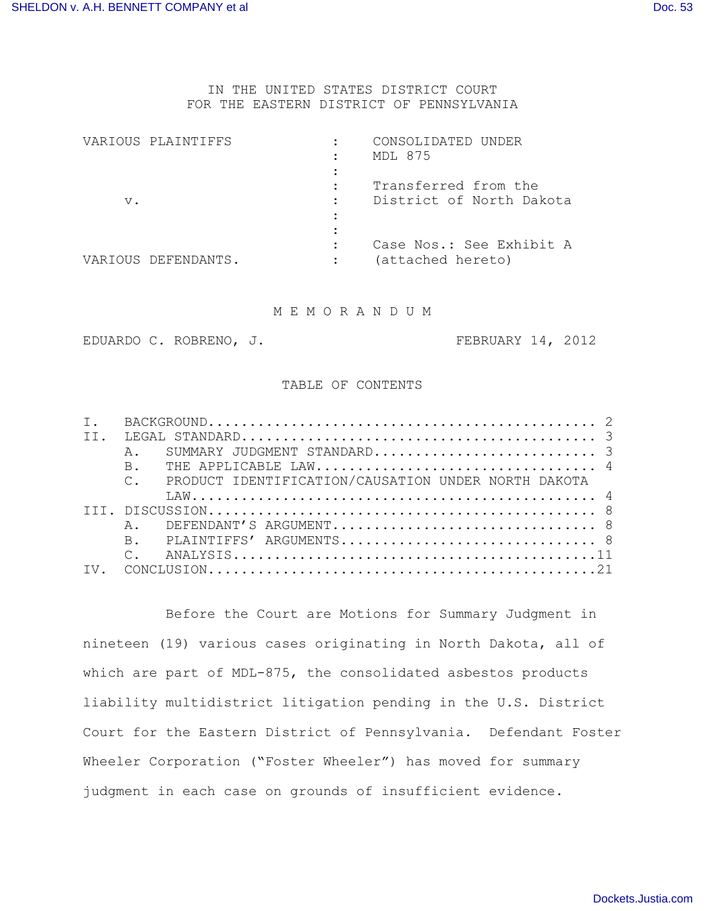IN THE UNITED STATES DISTRICT COURT
FOR THE EASTERN DISTRICT OF PENNSYLVANIA

| | | |
|---|---|---|
| VARIOUS PLAINTIFFS | : | CONSOLIDATED UNDER MDL 875 |
| | : | |
| | : | Transferred from the |
| v. | : | District of North Dakota |
| | : | |
| | : | Case Nos.: See Exhibit A |
| VARIOUS DEFENDANTS. | : | (attached hereto) |

# M E M O R A N D U M

EDUARDO C. ROBRENO, J. FEBRUARY 14, 2012

## TABLE OF CONTENTS

| | | |
|---|---|---|
| I. | BACKGROUND | 2 |
| II. | LEGAL STANDARD | 3 |
| | A. SUMMARY JUDGMENT STANDARD | 3 |
| | B. THE APPLICABLE LAW | 4 |
| | C. PRODUCT IDENTIFICATION/CAUSATION UNDER NORTH DAKOTA LAW | 4 |
| III. | DISCUSSION | 8 |
| | A. DEFENDANT'S ARGUMENT | 8 |
| | B. PLAINTIFFS' ARGUMENTS | 8 |
| | C. ANALYSIS | 11 |
| IV. | CONCLUSION | 21 |

Before the Court are Motions for Summary Judgment in nineteen (19) various cases originating in North Dakota, all of which are part of MDL-875, the consolidated asbestos products liability multidistrict litigation pending in the U.S. District Court for the Eastern District of Pennsylvania. Defendant Foster Wheeler Corporation ("Foster Wheeler") has moved for summary judgment in each case on grounds of insufficient evidence.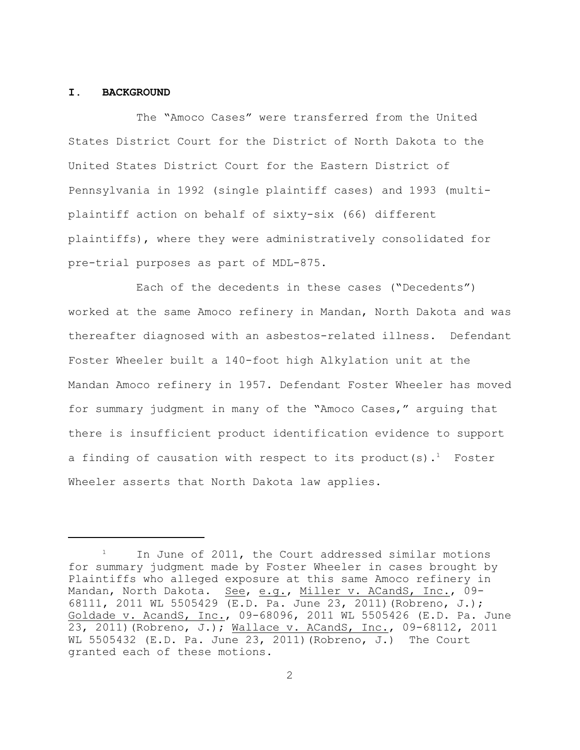## I. BACKGROUND

The "Amoco Cases" were transferred from the United States District Court for the District of North Dakota to the United States District Court for the Eastern District of Pennsylvania in 1992 (single plaintiff cases) and 1993 (multi-plaintiff action on behalf of sixty-six (66) different plaintiffs), where they were administratively consolidated for pre-trial purposes as part of MDL-875.

Each of the decedents in these cases ("Decedents") worked at the same Amoco refinery in Mandan, North Dakota and was thereafter diagnosed with an asbestos-related illness. Defendant Foster Wheeler built a 140-foot high Alkylation unit at the Mandan Amoco refinery in 1957. Defendant Foster Wheeler has moved for summary judgment in many of the "Amoco Cases," arguing that there is insufficient product identification evidence to support a finding of causation with respect to its product(s).[1] Foster Wheeler asserts that North Dakota law applies.

---

[1] In June of 2011, the Court addressed similar motions for summary judgment made by Foster Wheeler in cases brought by Plaintiffs who alleged exposure at this same Amoco refinery in Mandan, North Dakota. See, e.g., Miller v. ACandS, Inc., 09-68111, 2011 WL 5505429 (E.D. Pa. June 23, 2011)(Robreno, J.); Goldade v. AcandS, Inc., 09-68096, 2011 WL 5505426 (E.D. Pa. June 23, 2011)(Robreno, J.); Wallace v. ACandS, Inc., 09-68112, 2011 WL 5505432 (E.D. Pa. June 23, 2011)(Robreno, J.) The Court granted each of these motions.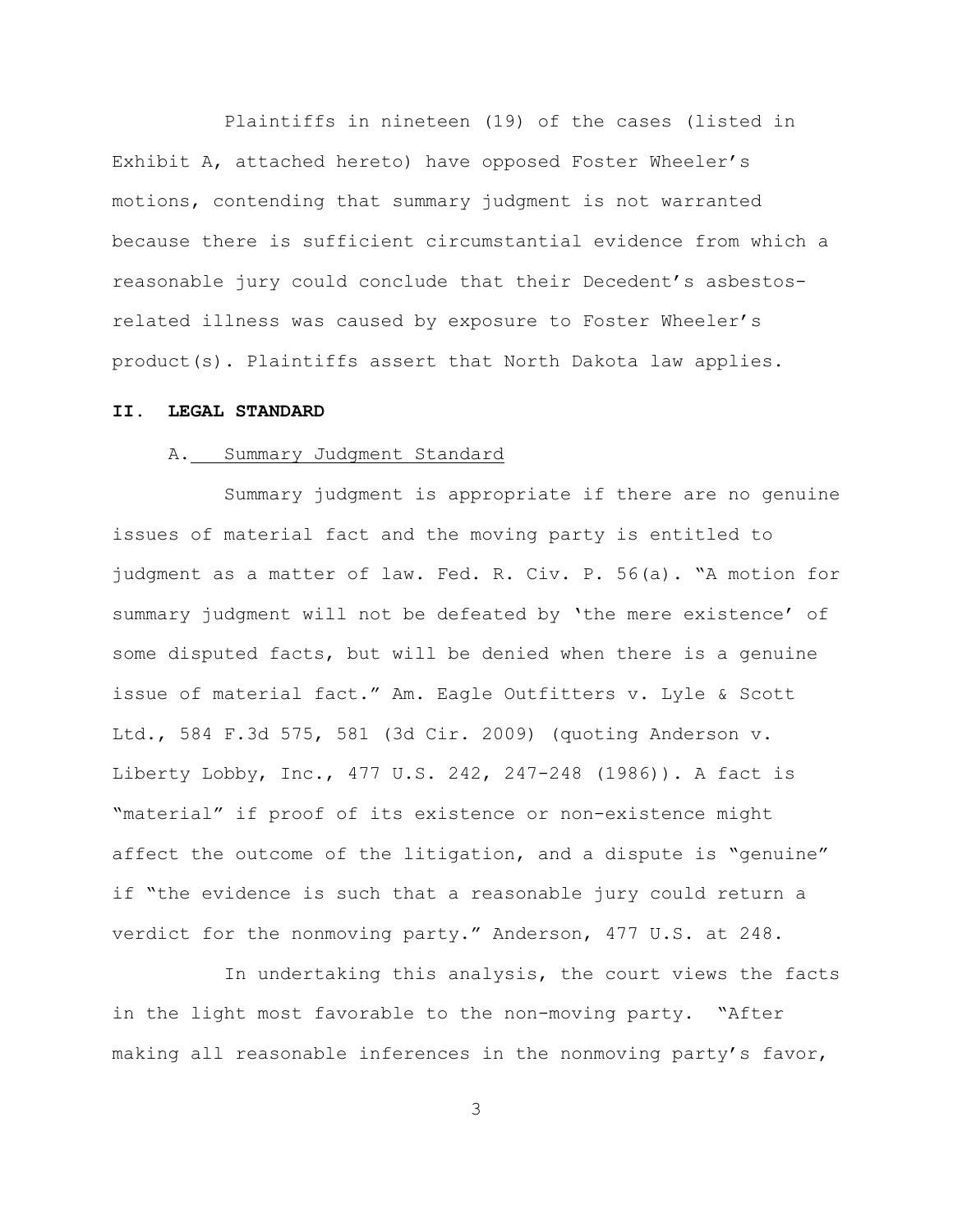Plaintiffs in nineteen (19) of the cases (listed in Exhibit A, attached hereto) have opposed Foster Wheeler's motions, contending that summary judgment is not warranted because there is sufficient circumstantial evidence from which a reasonable jury could conclude that their Decedent's asbestos-related illness was caused by exposure to Foster Wheeler's product(s). Plaintiffs assert that North Dakota law applies.

## II. LEGAL STANDARD

### A. Summary Judgment Standard

Summary judgment is appropriate if there are no genuine issues of material fact and the moving party is entitled to judgment as a matter of law. Fed. R. Civ. P. 56(a). "A motion for summary judgment will not be defeated by 'the mere existence' of some disputed facts, but will be denied when there is a genuine issue of material fact." Am. Eagle Outfitters v. Lyle & Scott Ltd., 584 F.3d 575, 581 (3d Cir. 2009) (quoting Anderson v. Liberty Lobby, Inc., 477 U.S. 242, 247-248 (1986)). A fact is "material" if proof of its existence or non-existence might affect the outcome of the litigation, and a dispute is "genuine" if "the evidence is such that a reasonable jury could return a verdict for the nonmoving party." Anderson, 477 U.S. at 248.

In undertaking this analysis, the court views the facts in the light most favorable to the non-moving party. "After making all reasonable inferences in the nonmoving party's favor,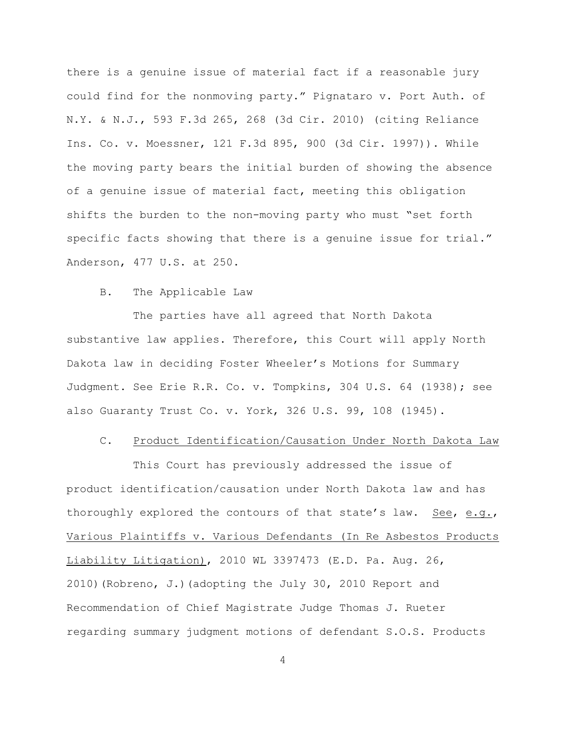there is a genuine issue of material fact if a reasonable jury could find for the nonmoving party." Pignataro v. Port Auth. of N.Y. & N.J., 593 F.3d 265, 268 (3d Cir. 2010) (citing Reliance Ins. Co. v. Moessner, 121 F.3d 895, 900 (3d Cir. 1997)). While the moving party bears the initial burden of showing the absence of a genuine issue of material fact, meeting this obligation shifts the burden to the non-moving party who must "set forth specific facts showing that there is a genuine issue for trial." Anderson, 477 U.S. at 250.

B. The Applicable Law

The parties have all agreed that North Dakota substantive law applies. Therefore, this Court will apply North Dakota law in deciding Foster Wheeler's Motions for Summary Judgment. See Erie R.R. Co. v. Tompkins, 304 U.S. 64 (1938); see also Guaranty Trust Co. v. York, 326 U.S. 99, 108 (1945).

C. <u>Product Identification/Causation Under North Dakota Law</u>

This Court has previously addressed the issue of product identification/causation under North Dakota law and has thoroughly explored the contours of that state's law. <u>See</u>, <u>e.g.</u>, <u>Various Plaintiffs v. Various Defendants (In Re Asbestos Products Liability Litigation)</u>, 2010 WL 3397473 (E.D. Pa. Aug. 26, 2010)(Robreno, J.)(adopting the July 30, 2010 Report and Recommendation of Chief Magistrate Judge Thomas J. Rueter regarding summary judgment motions of defendant S.O.S. Products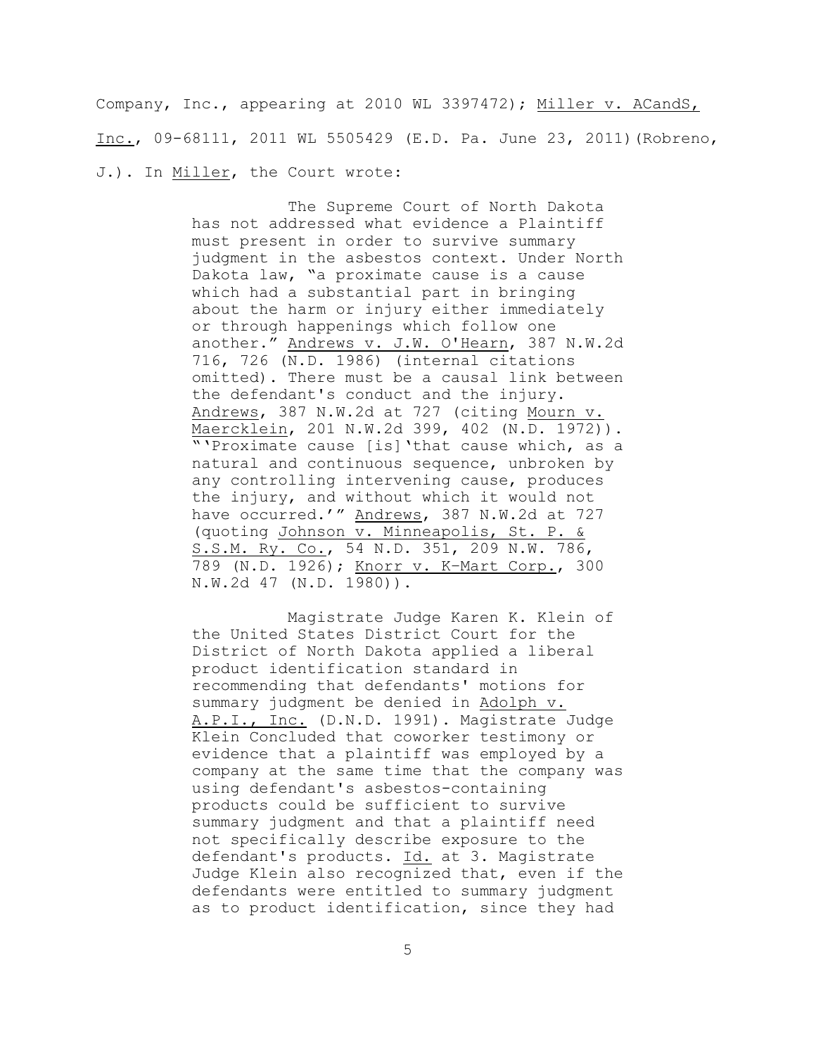Company, Inc., appearing at 2010 WL 3397472); Miller v. ACandS, Inc., 09-68111, 2011 WL 5505429 (E.D. Pa. June 23, 2011)(Robreno, J.). In Miller, the Court wrote:

> The Supreme Court of North Dakota has not addressed what evidence a Plaintiff must present in order to survive summary judgment in the asbestos context. Under North Dakota law, "a proximate cause is a cause which had a substantial part in bringing about the harm or injury either immediately or through happenings which follow one another." Andrews v. J.W. O'Hearn, 387 N.W.2d 716, 726 (N.D. 1986) (internal citations omitted). There must be a causal link between the defendant's conduct and the injury. Andrews, 387 N.W.2d at 727 (citing Mourn v. Maercklein, 201 N.W.2d 399, 402 (N.D. 1972)). "'Proximate cause [is]'that cause which, as a natural and continuous sequence, unbroken by any controlling intervening cause, produces the injury, and without which it would not have occurred.'" Andrews, 387 N.W.2d at 727 (quoting Johnson v. Minneapolis, St. P. & S.S.M. Ry. Co., 54 N.D. 351, 209 N.W. 786, 789 (N.D. 1926); Knorr v. K-Mart Corp., 300 N.W.2d 47 (N.D. 1980)).
>
> Magistrate Judge Karen K. Klein of the United States District Court for the District of North Dakota applied a liberal product identification standard in recommending that defendants' motions for summary judgment be denied in Adolph v. A.P.I., Inc. (D.N.D. 1991). Magistrate Judge Klein Concluded that coworker testimony or evidence that a plaintiff was employed by a company at the same time that the company was using defendant's asbestos-containing products could be sufficient to survive summary judgment and that a plaintiff need not specifically describe exposure to the defendant's products. Id. at 3. Magistrate Judge Klein also recognized that, even if the defendants were entitled to summary judgment as to product identification, since they had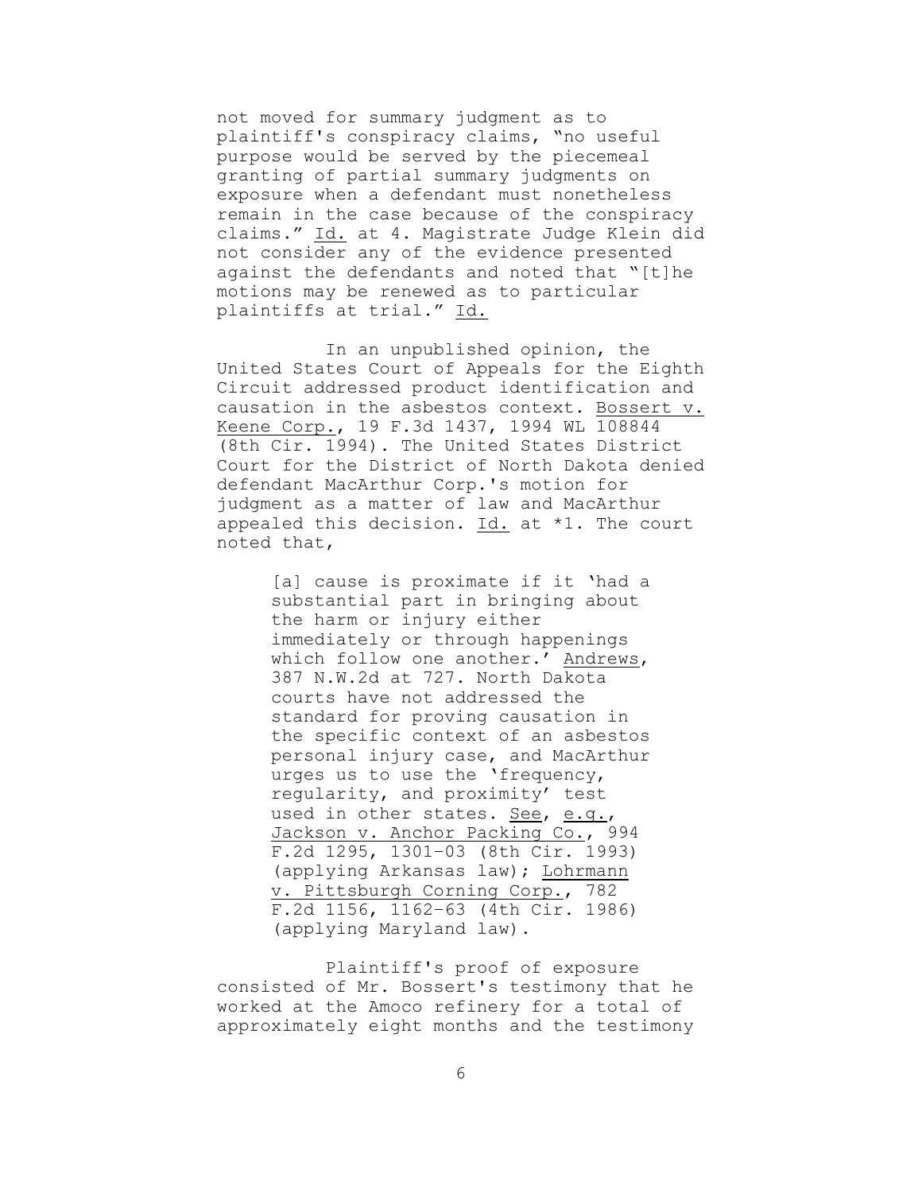not moved for summary judgment as to plaintiff's conspiracy claims, "no useful purpose would be served by the piecemeal granting of partial summary judgments on exposure when a defendant must nonetheless remain in the case because of the conspiracy claims." Id. at 4. Magistrate Judge Klein did not consider any of the evidence presented against the defendants and noted that "[t]he motions may be renewed as to particular plaintiffs at trial." Id.

In an unpublished opinion, the United States Court of Appeals for the Eighth Circuit addressed product identification and causation in the asbestos context. Bossert v. Keene Corp., 19 F.3d 1437, 1994 WL 108844 (8th Cir. 1994). The United States District Court for the District of North Dakota denied defendant MacArthur Corp.'s motion for judgment as a matter of law and MacArthur appealed this decision. Id. at *1. The court noted that,

> [a] cause is proximate if it 'had a substantial part in bringing about the harm or injury either immediately or through happenings which follow one another.' Andrews, 387 N.W.2d at 727. North Dakota courts have not addressed the standard for proving causation in the specific context of an asbestos personal injury case, and MacArthur urges us to use the 'frequency, regularity, and proximity' test used in other states. See, e.g., Jackson v. Anchor Packing Co., 994 F.2d 1295, 1301-03 (8th Cir. 1993) (applying Arkansas law); Lohrmann v. Pittsburgh Corning Corp., 782 F.2d 1156, 1162-63 (4th Cir. 1986) (applying Maryland law).

Plaintiff's proof of exposure consisted of Mr. Bossert's testimony that he worked at the Amoco refinery for a total of approximately eight months and the testimony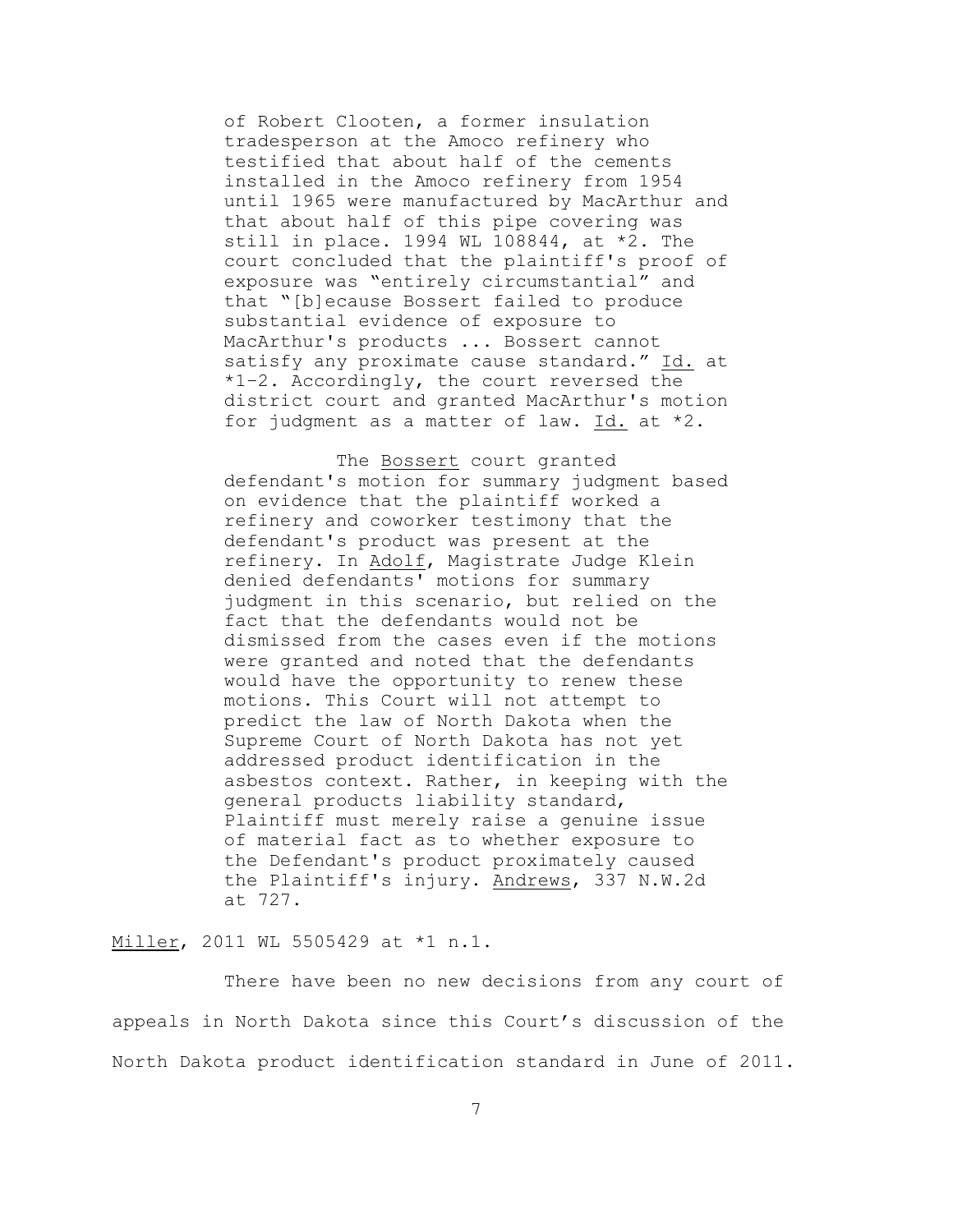of Robert Clooten, a former insulation tradesperson at the Amoco refinery who testified that about half of the cements installed in the Amoco refinery from 1954 until 1965 were manufactured by MacArthur and that about half of this pipe covering was still in place. 1994 WL 108844, at *2. The court concluded that the plaintiff's proof of exposure was "entirely circumstantial" and that "[b]ecause Bossert failed to produce substantial evidence of exposure to MacArthur's products ... Bossert cannot satisfy any proximate cause standard." Id. at *1-2. Accordingly, the court reversed the district court and granted MacArthur's motion for judgment as a matter of law. Id. at *2.

> The Bossert court granted defendant's motion for summary judgment based on evidence that the plaintiff worked a refinery and coworker testimony that the defendant's product was present at the refinery. In Adolf, Magistrate Judge Klein denied defendants' motions for summary judgment in this scenario, but relied on the fact that the defendants would not be dismissed from the cases even if the motions were granted and noted that the defendants would have the opportunity to renew these motions. This Court will not attempt to predict the law of North Dakota when the Supreme Court of North Dakota has not yet addressed product identification in the asbestos context. Rather, in keeping with the general products liability standard, Plaintiff must merely raise a genuine issue of material fact as to whether exposure to the Defendant's product proximately caused the Plaintiff's injury. Andrews, 337 N.W.2d at 727.

Miller, 2011 WL 5505429 at *1 n.1.

There have been no new decisions from any court of appeals in North Dakota since this Court's discussion of the North Dakota product identification standard in June of 2011.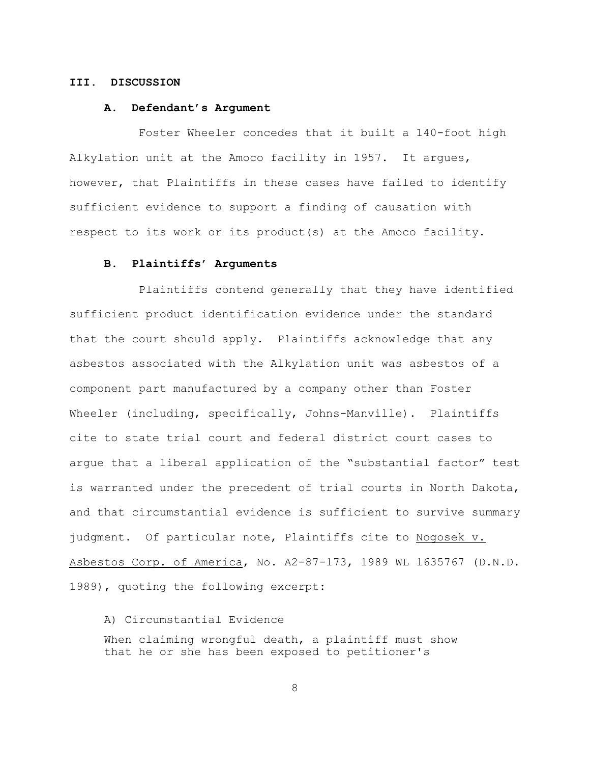## III. DISCUSSION

### A. Defendant's Argument

Foster Wheeler concedes that it built a 140-foot high Alkylation unit at the Amoco facility in 1957. It argues, however, that Plaintiffs in these cases have failed to identify sufficient evidence to support a finding of causation with respect to its work or its product(s) at the Amoco facility.

### B. Plaintiffs' Arguments

Plaintiffs contend generally that they have identified sufficient product identification evidence under the standard that the court should apply. Plaintiffs acknowledge that any asbestos associated with the Alkylation unit was asbestos of a component part manufactured by a company other than Foster Wheeler (including, specifically, Johns-Manville). Plaintiffs cite to state trial court and federal district court cases to argue that a liberal application of the "substantial factor" test is warranted under the precedent of trial courts in North Dakota, and that circumstantial evidence is sufficient to survive summary judgment. Of particular note, Plaintiffs cite to Nogosek v. Asbestos Corp. of America, No. A2-87-173, 1989 WL 1635767 (D.N.D. 1989), quoting the following excerpt:

> A) Circumstantial Evidence
>
> When claiming wrongful death, a plaintiff must show that he or she has been exposed to petitioner's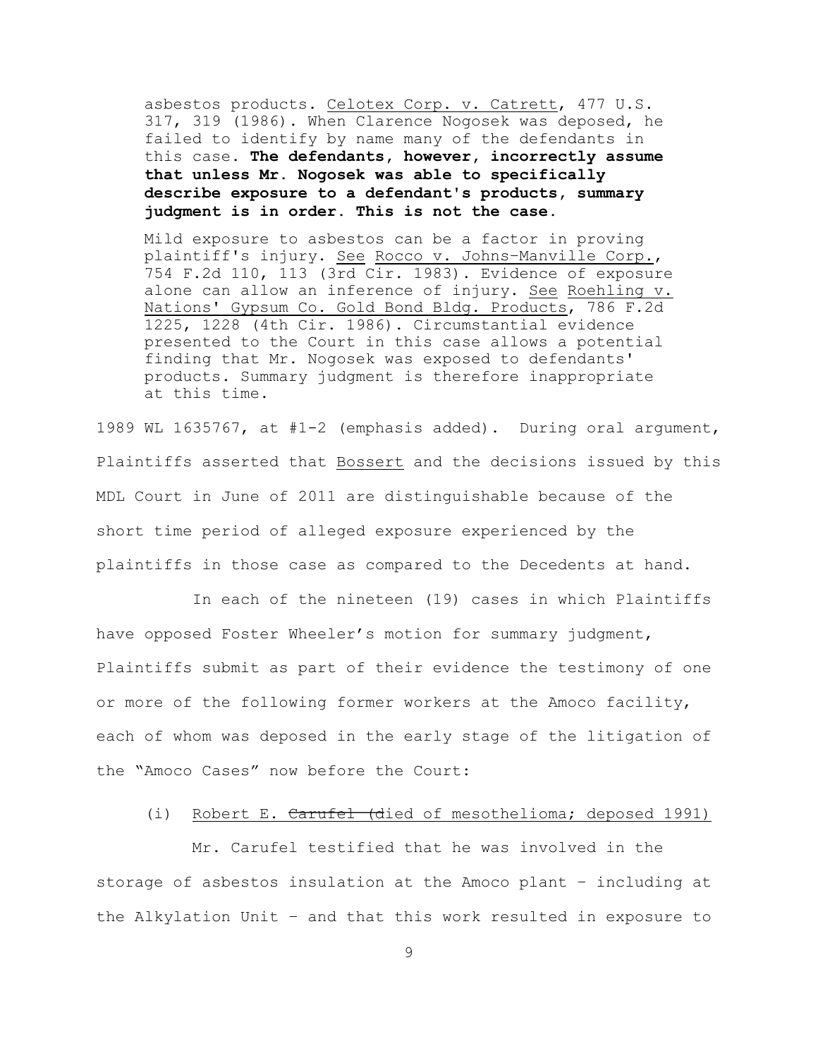> asbestos products. Celotex Corp. v. Catrett, 477 U.S. 317, 319 (1986). When Clarence Nogosek was deposed, he failed to identify by name many of the defendants in this case. **The defendants, however, incorrectly assume that unless Mr. Nogosek was able to specifically describe exposure to a defendant's products, summary judgment is in order. This is not the case.**
>
> Mild exposure to asbestos can be a factor in proving plaintiff's injury. See Rocco v. Johns-Manville Corp., 754 F.2d 110, 113 (3rd Cir. 1983). Evidence of exposure alone can allow an inference of injury. See Roehling v. Nations' Gypsum Co. Gold Bond Bldg. Products, 786 F.2d 1225, 1228 (4th Cir. 1986). Circumstantial evidence presented to the Court in this case allows a potential finding that Mr. Nogosek was exposed to defendants' products. Summary judgment is therefore inappropriate at this time.

1989 WL 1635767, at #1-2 (emphasis added). During oral argument, Plaintiffs asserted that Bossert and the decisions issued by this MDL Court in June of 2011 are distinguishable because of the short time period of alleged exposure experienced by the plaintiffs in those case as compared to the Decedents at hand.

In each of the nineteen (19) cases in which Plaintiffs have opposed Foster Wheeler's motion for summary judgment, Plaintiffs submit as part of their evidence the testimony of one or more of the following former workers at the Amoco facility, each of whom was deposed in the early stage of the litigation of the "Amoco Cases" now before the Court:

(i) Robert E. ~~Carufel (d~~ied of mesothelioma; deposed 1991)

Mr. Carufel testified that he was involved in the storage of asbestos insulation at the Amoco plant – including at the Alkylation Unit – and that this work resulted in exposure to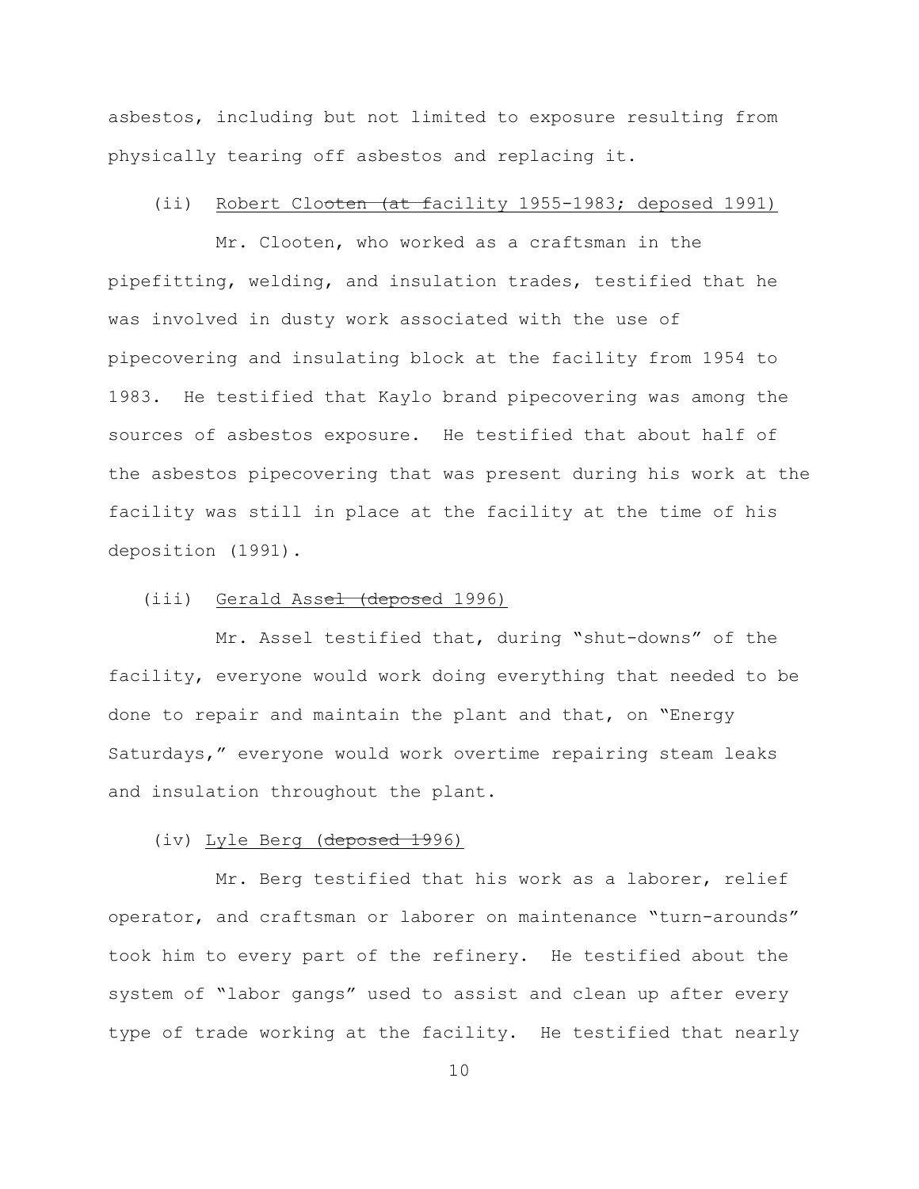asbestos, including but not limited to exposure resulting from physically tearing off asbestos and replacing it.

(ii) Robert Clooten (at facility 1955-1983; deposed 1991)

Mr. Clooten, who worked as a craftsman in the pipefitting, welding, and insulation trades, testified that he was involved in dusty work associated with the use of pipecovering and insulating block at the facility from 1954 to 1983. He testified that Kaylo brand pipecovering was among the sources of asbestos exposure. He testified that about half of the asbestos pipecovering that was present during his work at the facility was still in place at the facility at the time of his deposition (1991).

(iii) Gerald Assel (deposed 1996)

Mr. Assel testified that, during "shut-downs" of the facility, everyone would work doing everything that needed to be done to repair and maintain the plant and that, on "Energy Saturdays," everyone would work overtime repairing steam leaks and insulation throughout the plant.

(iv) Lyle Berg (deposed 1996)

Mr. Berg testified that his work as a laborer, relief operator, and craftsman or laborer on maintenance "turn-arounds" took him to every part of the refinery. He testified about the system of "labor gangs" used to assist and clean up after every type of trade working at the facility. He testified that nearly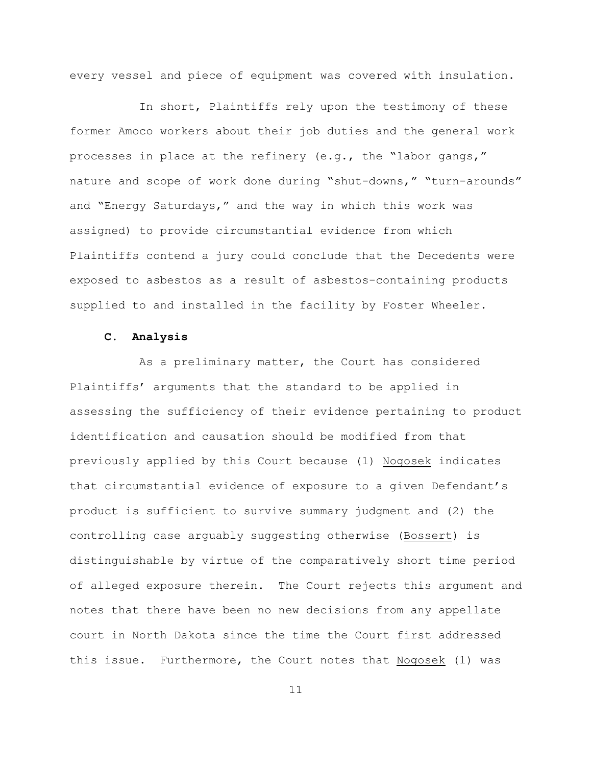every vessel and piece of equipment was covered with insulation.

In short, Plaintiffs rely upon the testimony of these former Amoco workers about their job duties and the general work processes in place at the refinery (e.g., the "labor gangs," nature and scope of work done during "shut-downs," "turn-arounds" and "Energy Saturdays," and the way in which this work was assigned) to provide circumstantial evidence from which Plaintiffs contend a jury could conclude that the Decedents were exposed to asbestos as a result of asbestos-containing products supplied to and installed in the facility by Foster Wheeler.

### C. Analysis

As a preliminary matter, the Court has considered Plaintiffs' arguments that the standard to be applied in assessing the sufficiency of their evidence pertaining to product identification and causation should be modified from that previously applied by this Court because (1) Nogosek indicates that circumstantial evidence of exposure to a given Defendant's product is sufficient to survive summary judgment and (2) the controlling case arguably suggesting otherwise (Bossert) is distinguishable by virtue of the comparatively short time period of alleged exposure therein. The Court rejects this argument and notes that there have been no new decisions from any appellate court in North Dakota since the time the Court first addressed this issue. Furthermore, the Court notes that Nogosek (1) was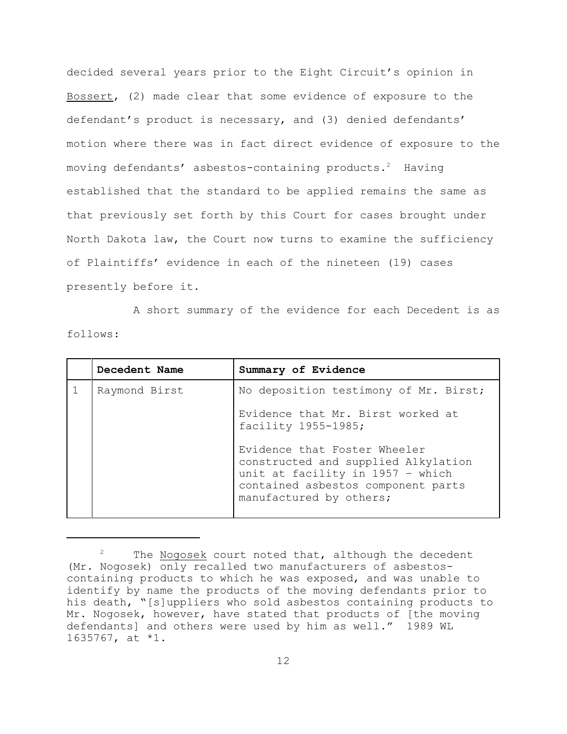decided several years prior to the Eight Circuit's opinion in Bossert, (2) made clear that some evidence of exposure to the defendant's product is necessary, and (3) denied defendants' motion where there was in fact direct evidence of exposure to the moving defendants' asbestos-containing products.[2] Having established that the standard to be applied remains the same as that previously set forth by this Court for cases brought under North Dakota law, the Court now turns to examine the sufficiency of Plaintiffs' evidence in each of the nineteen (19) cases presently before it.

A short summary of the evidence for each Decedent is as follows:

| | **Decedent Name** | **Summary of Evidence** |
|---|---|---|
| 1 | Raymond Birst | No deposition testimony of Mr. Birst;<br><br>Evidence that Mr. Birst worked at facility 1955-1985;<br><br>Evidence that Foster Wheeler constructed and supplied Alkylation unit at facility in 1957 – which contained asbestos component parts manufactured by others; |

[2] The Nogosek court noted that, although the decedent (Mr. Nogosek) only recalled two manufacturers of asbestos-containing products to which he was exposed, and was unable to identify by name the products of the moving defendants prior to his death, "[s]uppliers who sold asbestos containing products to Mr. Nogosek, however, have stated that products of [the moving defendants] and others were used by him as well." 1989 WL 1635767, at *1.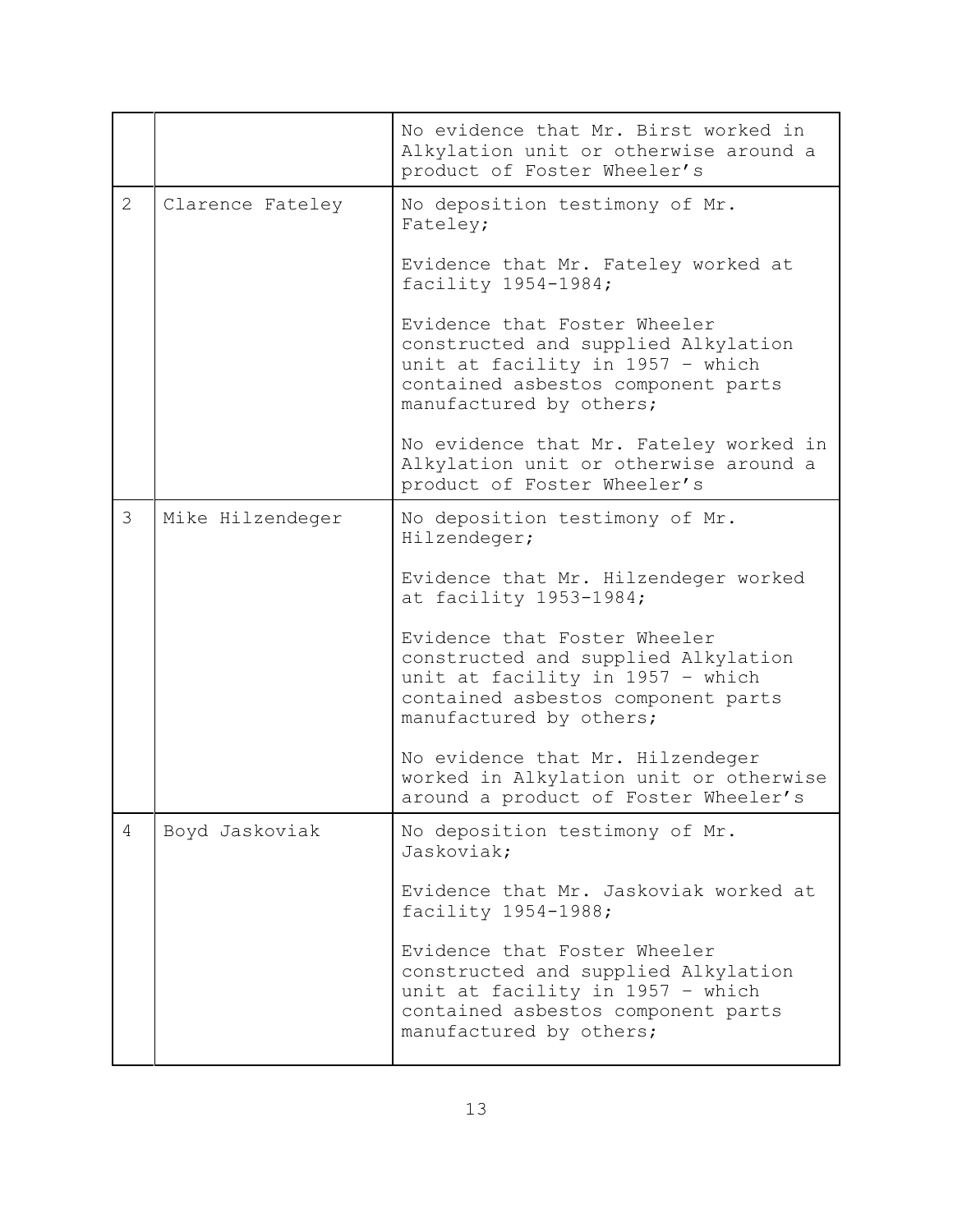| | | |
|---|---|---|
| | | No evidence that Mr. Birst worked in Alkylation unit or otherwise around a product of Foster Wheeler's |
| 2 | Clarence Fateley | No deposition testimony of Mr. Fateley;<br><br>Evidence that Mr. Fateley worked at facility 1954-1984;<br><br>Evidence that Foster Wheeler constructed and supplied Alkylation unit at facility in 1957 – which contained asbestos component parts manufactured by others;<br><br>No evidence that Mr. Fateley worked in Alkylation unit or otherwise around a product of Foster Wheeler's |
| 3 | Mike Hilzendeger | No deposition testimony of Mr. Hilzendeger;<br><br>Evidence that Mr. Hilzendeger worked at facility 1953-1984;<br><br>Evidence that Foster Wheeler constructed and supplied Alkylation unit at facility in 1957 – which contained asbestos component parts manufactured by others;<br><br>No evidence that Mr. Hilzendeger worked in Alkylation unit or otherwise around a product of Foster Wheeler's |
| 4 | Boyd Jaskoviak | No deposition testimony of Mr. Jaskoviak;<br><br>Evidence that Mr. Jaskoviak worked at facility 1954-1988;<br><br>Evidence that Foster Wheeler constructed and supplied Alkylation unit at facility in 1957 – which contained asbestos component parts manufactured by others; |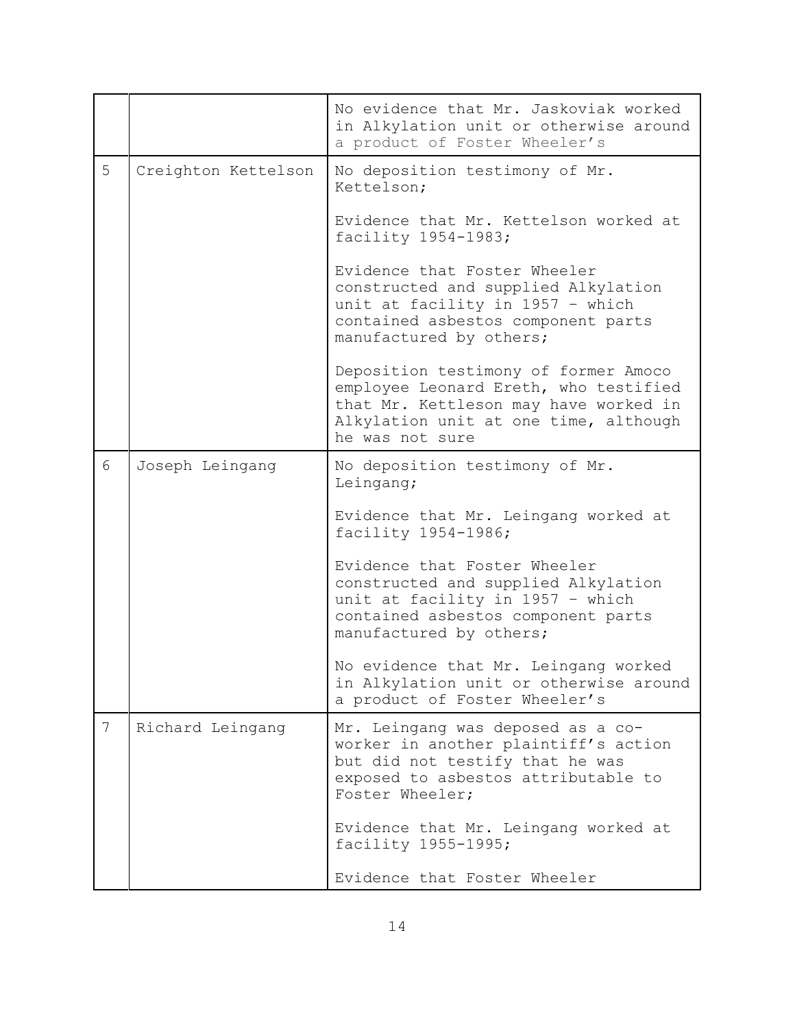| | | |
|---|---|---|
| | | No evidence that Mr. Jaskoviak worked in Alkylation unit or otherwise around a product of Foster Wheeler's |
| 5 | Creighton Kettelson | No deposition testimony of Mr. Kettelson;<br><br>Evidence that Mr. Kettelson worked at facility 1954-1983;<br><br>Evidence that Foster Wheeler constructed and supplied Alkylation unit at facility in 1957 – which contained asbestos component parts manufactured by others;<br><br>Deposition testimony of former Amoco employee Leonard Ereth, who testified that Mr. Kettleson may have worked in Alkylation unit at one time, although he was not sure |
| 6 | Joseph Leingang | No deposition testimony of Mr. Leingang;<br><br>Evidence that Mr. Leingang worked at facility 1954-1986;<br><br>Evidence that Foster Wheeler constructed and supplied Alkylation unit at facility in 1957 – which contained asbestos component parts manufactured by others;<br><br>No evidence that Mr. Leingang worked in Alkylation unit or otherwise around a product of Foster Wheeler's |
| 7 | Richard Leingang | Mr. Leingang was deposed as a co-worker in another plaintiff's action but did not testify that he was exposed to asbestos attributable to Foster Wheeler;<br><br>Evidence that Mr. Leingang worked at facility 1955-1995;<br><br>Evidence that Foster Wheeler |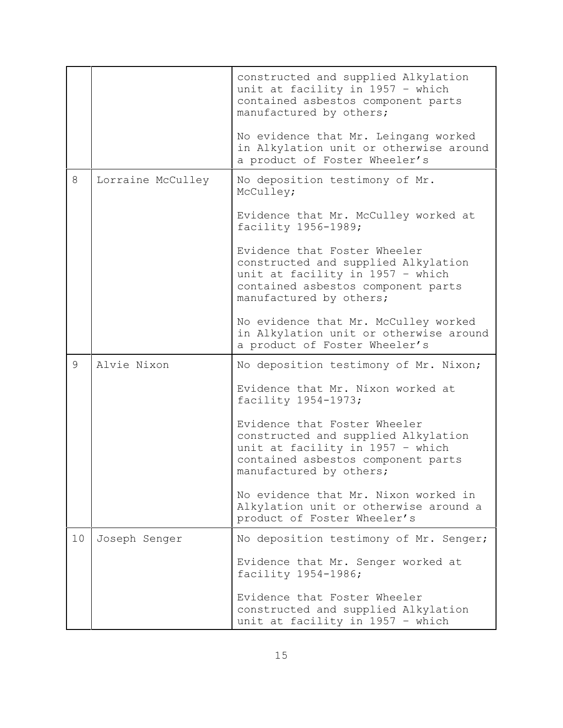| | | |
|---|---|---|
| | | constructed and supplied Alkylation unit at facility in 1957 – which contained asbestos component parts manufactured by others;<br><br>No evidence that Mr. Leingang worked in Alkylation unit or otherwise around a product of Foster Wheeler's |
| 8 | Lorraine McCulley | No deposition testimony of Mr. McCulley;<br><br>Evidence that Mr. McCulley worked at facility 1956-1989;<br><br>Evidence that Foster Wheeler constructed and supplied Alkylation unit at facility in 1957 – which contained asbestos component parts manufactured by others;<br><br>No evidence that Mr. McCulley worked in Alkylation unit or otherwise around a product of Foster Wheeler's |
| 9 | Alvie Nixon | No deposition testimony of Mr. Nixon;<br><br>Evidence that Mr. Nixon worked at facility 1954-1973;<br><br>Evidence that Foster Wheeler constructed and supplied Alkylation unit at facility in 1957 – which contained asbestos component parts manufactured by others;<br><br>No evidence that Mr. Nixon worked in Alkylation unit or otherwise around a product of Foster Wheeler's |
| 10 | Joseph Senger | No deposition testimony of Mr. Senger;<br><br>Evidence that Mr. Senger worked at facility 1954-1986;<br><br>Evidence that Foster Wheeler constructed and supplied Alkylation unit at facility in 1957 – which |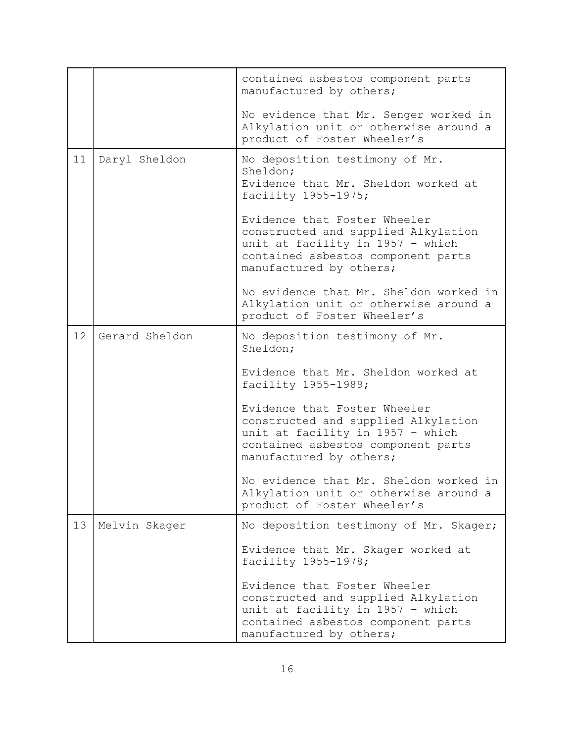| | | |
|---|---|---|
| | | contained asbestos component parts manufactured by others;<br><br>No evidence that Mr. Senger worked in Alkylation unit or otherwise around a product of Foster Wheeler's |
| 11 | Daryl Sheldon | No deposition testimony of Mr. Sheldon;<br>Evidence that Mr. Sheldon worked at facility 1955-1975;<br><br>Evidence that Foster Wheeler constructed and supplied Alkylation unit at facility in 1957 – which contained asbestos component parts manufactured by others;<br><br>No evidence that Mr. Sheldon worked in Alkylation unit or otherwise around a product of Foster Wheeler's |
| 12 | Gerard Sheldon | No deposition testimony of Mr. Sheldon;<br><br>Evidence that Mr. Sheldon worked at facility 1955-1989;<br><br>Evidence that Foster Wheeler constructed and supplied Alkylation unit at facility in 1957 – which contained asbestos component parts manufactured by others;<br><br>No evidence that Mr. Sheldon worked in Alkylation unit or otherwise around a product of Foster Wheeler's |
| 13 | Melvin Skager | No deposition testimony of Mr. Skager;<br><br>Evidence that Mr. Skager worked at facility 1955-1978;<br><br>Evidence that Foster Wheeler constructed and supplied Alkylation unit at facility in 1957 – which contained asbestos component parts manufactured by others; |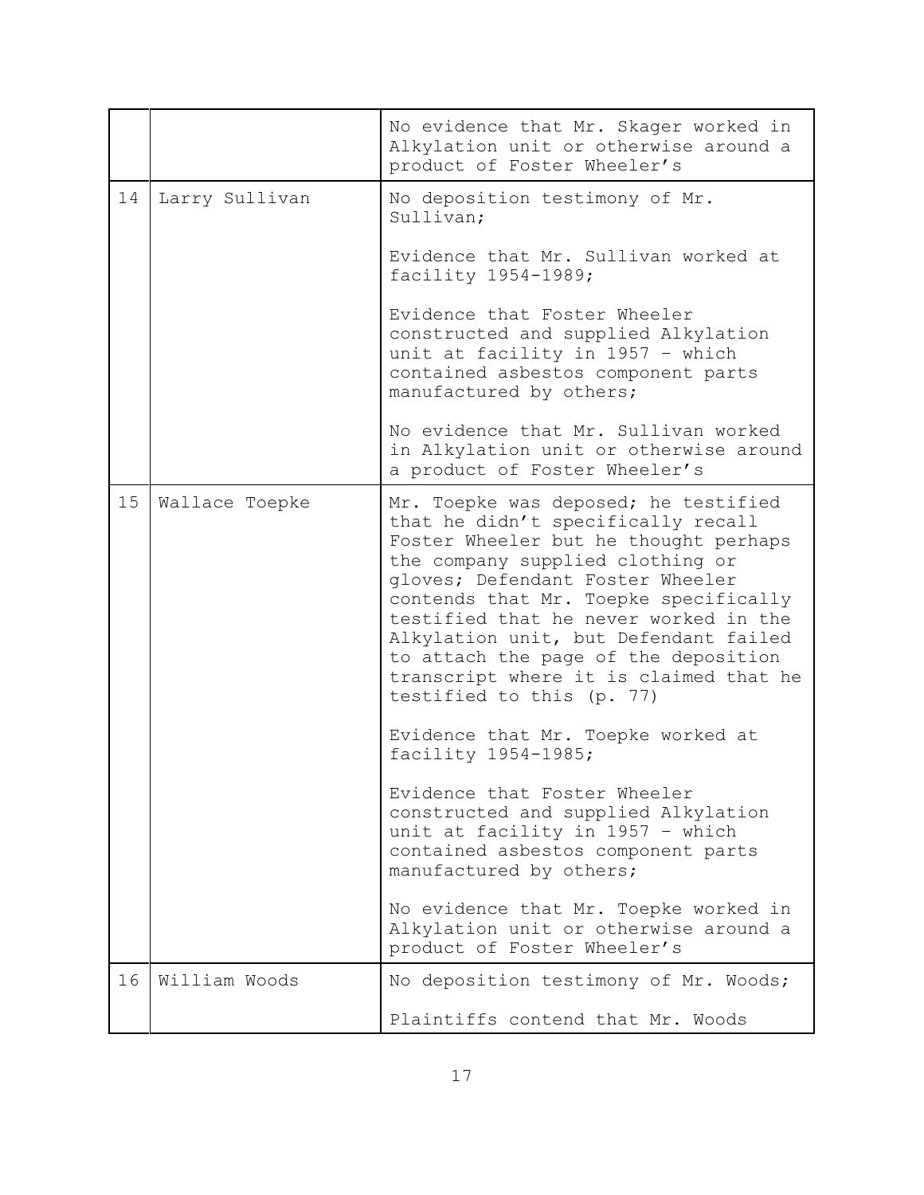| | | |
|---|---|---|
| | | No evidence that Mr. Skager worked in Alkylation unit or otherwise around a product of Foster Wheeler's |
| 14 | Larry Sullivan | No deposition testimony of Mr. Sullivan;<br><br>Evidence that Mr. Sullivan worked at facility 1954-1989;<br><br>Evidence that Foster Wheeler constructed and supplied Alkylation unit at facility in 1957 – which contained asbestos component parts manufactured by others;<br><br>No evidence that Mr. Sullivan worked in Alkylation unit or otherwise around a product of Foster Wheeler's |
| 15 | Wallace Toepke | Mr. Toepke was deposed; he testified that he didn't specifically recall Foster Wheeler but he thought perhaps the company supplied clothing or gloves; Defendant Foster Wheeler contends that Mr. Toepke specifically testified that he never worked in the Alkylation unit, but Defendant failed to attach the page of the deposition transcript where it is claimed that he testified to this (p. 77)<br><br>Evidence that Mr. Toepke worked at facility 1954-1985;<br><br>Evidence that Foster Wheeler constructed and supplied Alkylation unit at facility in 1957 – which contained asbestos component parts manufactured by others;<br><br>No evidence that Mr. Toepke worked in Alkylation unit or otherwise around a product of Foster Wheeler's |
| 16 | William Woods | No deposition testimony of Mr. Woods;<br><br>Plaintiffs contend that Mr. Woods |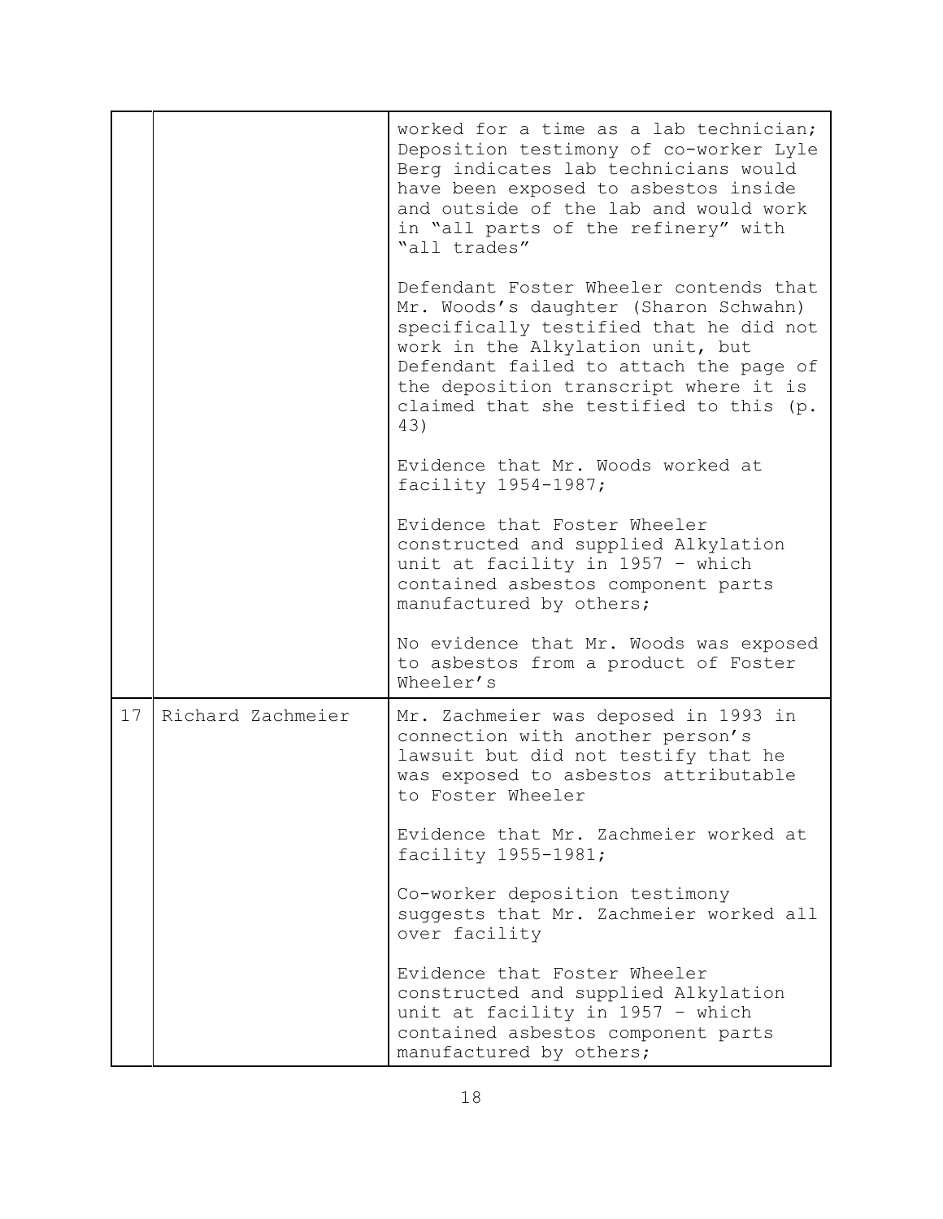| | | |
|---|---|---|
| | | worked for a time as a lab technician; Deposition testimony of co-worker Lyle Berg indicates lab technicians would have been exposed to asbestos inside and outside of the lab and would work in "all parts of the refinery" with "all trades"<br><br>Defendant Foster Wheeler contends that Mr. Woods's daughter (Sharon Schwahn) specifically testified that he did not work in the Alkylation unit, but Defendant failed to attach the page of the deposition transcript where it is claimed that she testified to this (p. 43)<br><br>Evidence that Mr. Woods worked at facility 1954-1987;<br><br>Evidence that Foster Wheeler constructed and supplied Alkylation unit at facility in 1957 – which contained asbestos component parts manufactured by others;<br><br>No evidence that Mr. Woods was exposed to asbestos from a product of Foster Wheeler's |
| 17 | Richard Zachmeier | Mr. Zachmeier was deposed in 1993 in connection with another person's lawsuit but did not testify that he was exposed to asbestos attributable to Foster Wheeler<br><br>Evidence that Mr. Zachmeier worked at facility 1955-1981;<br><br>Co-worker deposition testimony suggests that Mr. Zachmeier worked all over facility<br><br>Evidence that Foster Wheeler constructed and supplied Alkylation unit at facility in 1957 – which contained asbestos component parts manufactured by others; |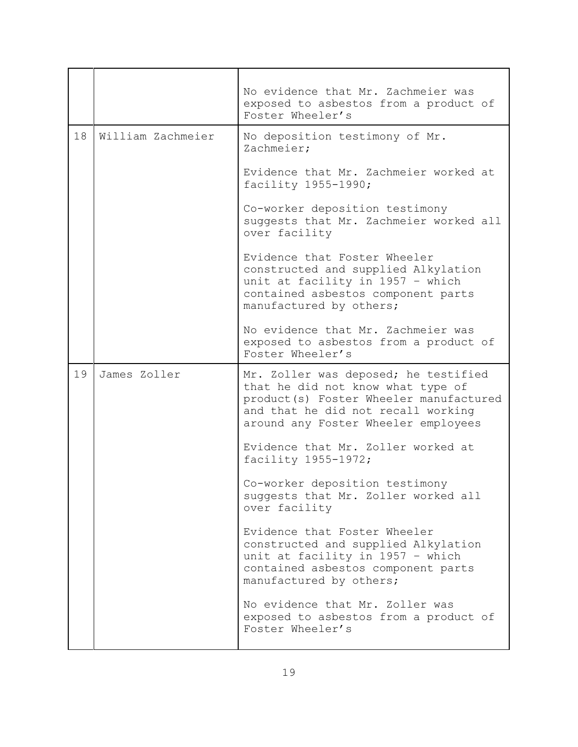| | | |
|---|---|---|
| | | No evidence that Mr. Zachmeier was exposed to asbestos from a product of Foster Wheeler's |
| 18 | William Zachmeier | No deposition testimony of Mr. Zachmeier;<br><br>Evidence that Mr. Zachmeier worked at facility 1955-1990;<br><br>Co-worker deposition testimony suggests that Mr. Zachmeier worked all over facility<br><br>Evidence that Foster Wheeler constructed and supplied Alkylation unit at facility in 1957 – which contained asbestos component parts manufactured by others;<br><br>No evidence that Mr. Zachmeier was exposed to asbestos from a product of Foster Wheeler's |
| 19 | James Zoller | Mr. Zoller was deposed; he testified that he did not know what type of product(s) Foster Wheeler manufactured and that he did not recall working around any Foster Wheeler employees<br><br>Evidence that Mr. Zoller worked at facility 1955-1972;<br><br>Co-worker deposition testimony suggests that Mr. Zoller worked all over facility<br><br>Evidence that Foster Wheeler constructed and supplied Alkylation unit at facility in 1957 – which contained asbestos component parts manufactured by others;<br><br>No evidence that Mr. Zoller was exposed to asbestos from a product of Foster Wheeler's |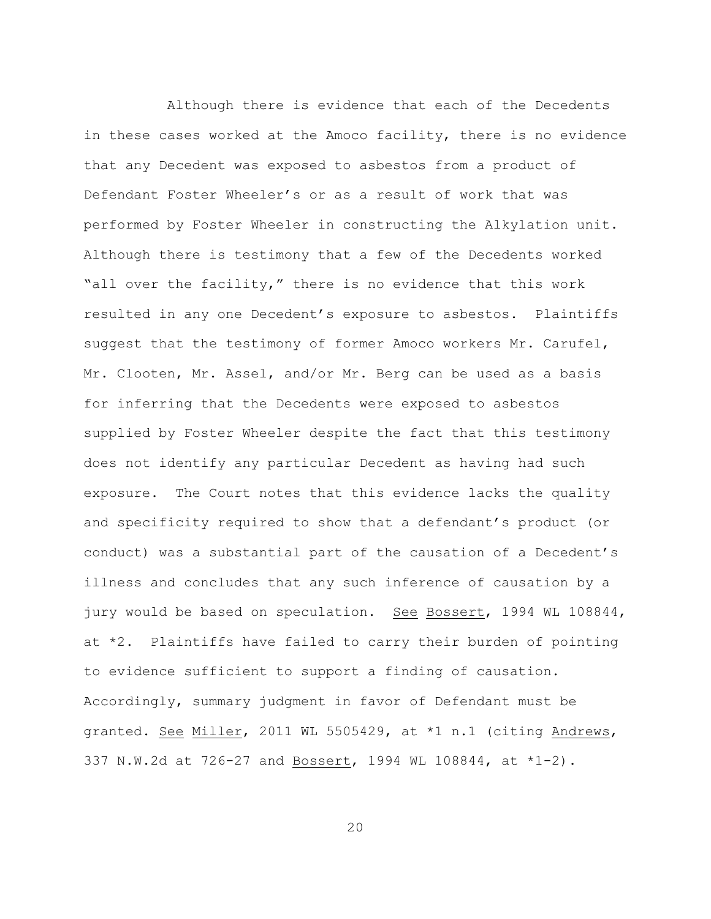Although there is evidence that each of the Decedents in these cases worked at the Amoco facility, there is no evidence that any Decedent was exposed to asbestos from a product of Defendant Foster Wheeler's or as a result of work that was performed by Foster Wheeler in constructing the Alkylation unit. Although there is testimony that a few of the Decedents worked "all over the facility," there is no evidence that this work resulted in any one Decedent's exposure to asbestos. Plaintiffs suggest that the testimony of former Amoco workers Mr. Carufel, Mr. Clooten, Mr. Assel, and/or Mr. Berg can be used as a basis for inferring that the Decedents were exposed to asbestos supplied by Foster Wheeler despite the fact that this testimony does not identify any particular Decedent as having had such exposure. The Court notes that this evidence lacks the quality and specificity required to show that a defendant's product (or conduct) was a substantial part of the causation of a Decedent's illness and concludes that any such inference of causation by a jury would be based on speculation. See Bossert, 1994 WL 108844, at *2. Plaintiffs have failed to carry their burden of pointing to evidence sufficient to support a finding of causation. Accordingly, summary judgment in favor of Defendant must be granted. See Miller, 2011 WL 5505429, at *1 n.1 (citing Andrews, 337 N.W.2d at 726-27 and Bossert, 1994 WL 108844, at *1-2).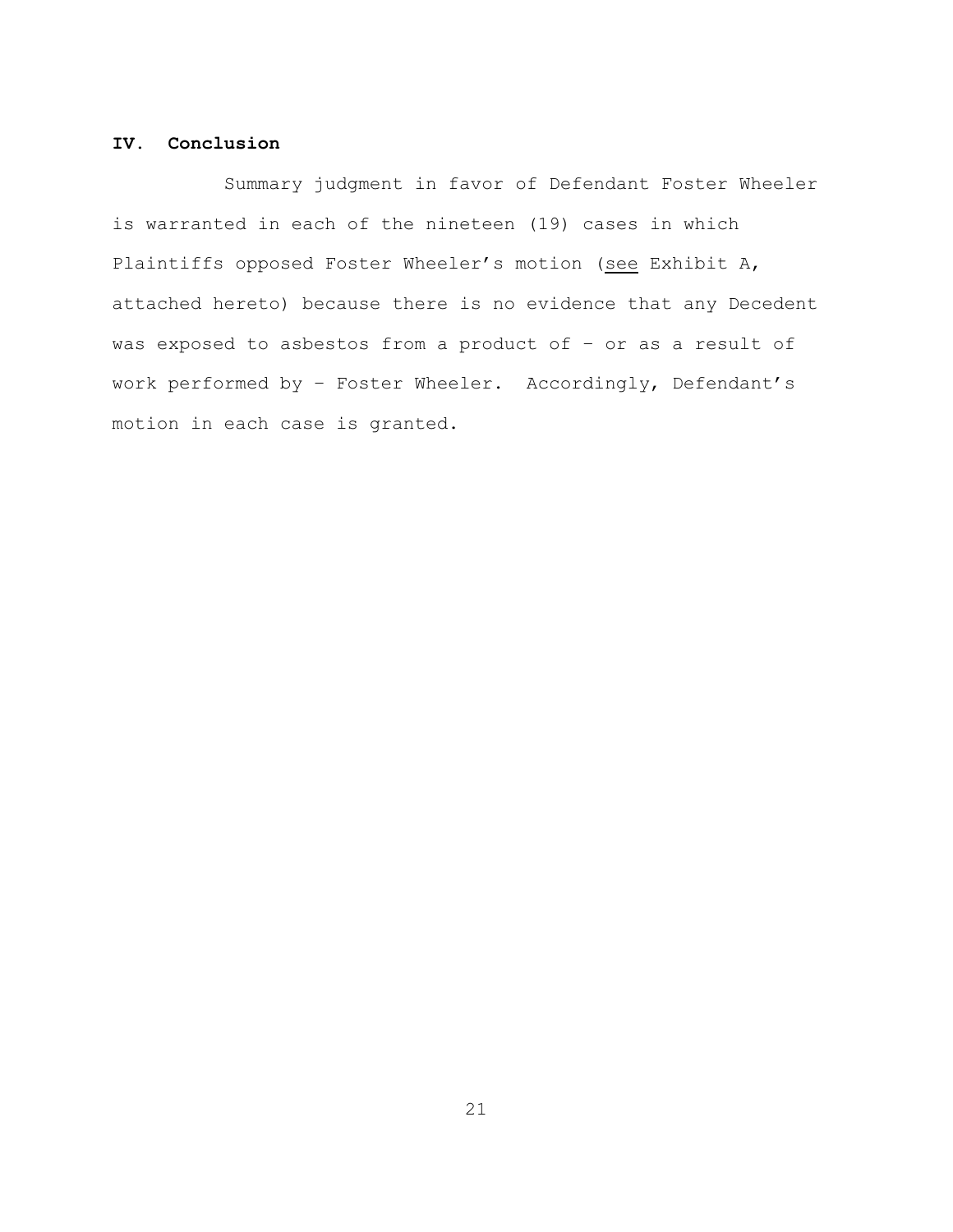## IV. Conclusion

Summary judgment in favor of Defendant Foster Wheeler is warranted in each of the nineteen (19) cases in which Plaintiffs opposed Foster Wheeler's motion (see Exhibit A, attached hereto) because there is no evidence that any Decedent was exposed to asbestos from a product of – or as a result of work performed by – Foster Wheeler. Accordingly, Defendant's motion in each case is granted.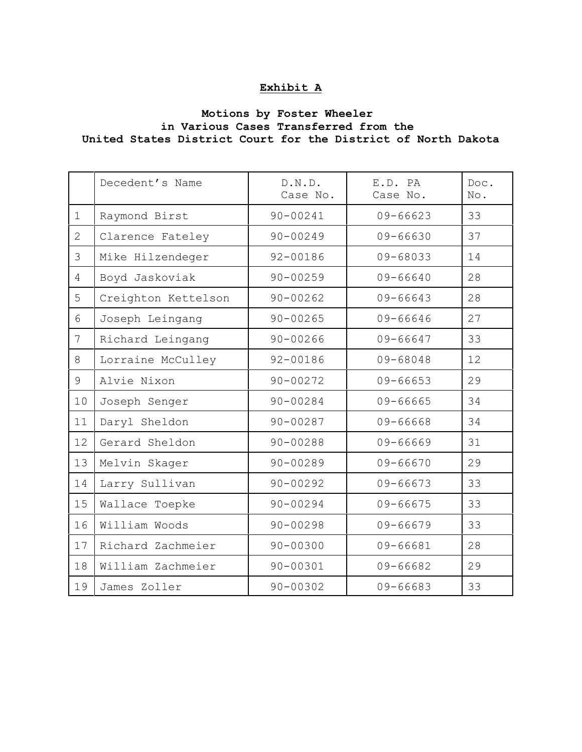**Exhibit A**

**Motions by Foster Wheeler in Various Cases Transferred from the United States District Court for the District of North Dakota**

| | Decedent's Name | D.N.D. Case No. | E.D. PA Case No. | Doc. No. |
|---|---|---|---|---|
| 1 | Raymond Birst | 90-00241 | 09-66623 | 33 |
| 2 | Clarence Fateley | 90-00249 | 09-66630 | 37 |
| 3 | Mike Hilzendeger | 92-00186 | 09-68033 | 14 |
| 4 | Boyd Jaskoviak | 90-00259 | 09-66640 | 28 |
| 5 | Creighton Kettelson | 90-00262 | 09-66643 | 28 |
| 6 | Joseph Leingang | 90-00265 | 09-66646 | 27 |
| 7 | Richard Leingang | 90-00266 | 09-66647 | 33 |
| 8 | Lorraine McCulley | 92-00186 | 09-68048 | 12 |
| 9 | Alvie Nixon | 90-00272 | 09-66653 | 29 |
| 10 | Joseph Senger | 90-00284 | 09-66665 | 34 |
| 11 | Daryl Sheldon | 90-00287 | 09-66668 | 34 |
| 12 | Gerard Sheldon | 90-00288 | 09-66669 | 31 |
| 13 | Melvin Skager | 90-00289 | 09-66670 | 29 |
| 14 | Larry Sullivan | 90-00292 | 09-66673 | 33 |
| 15 | Wallace Toepke | 90-00294 | 09-66675 | 33 |
| 16 | William Woods | 90-00298 | 09-66679 | 33 |
| 17 | Richard Zachmeier | 90-00300 | 09-66681 | 28 |
| 18 | William Zachmeier | 90-00301 | 09-66682 | 29 |
| 19 | James Zoller | 90-00302 | 09-66683 | 33 |